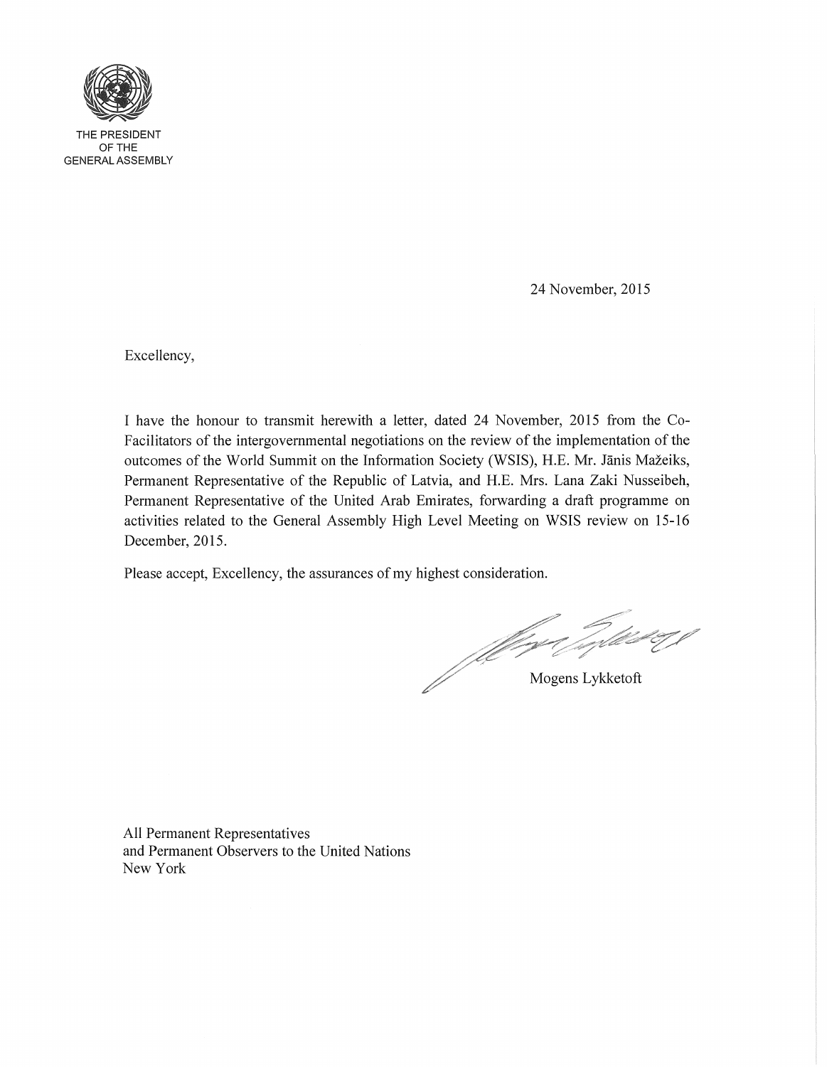THE PRESIDENT
OF THE
GENERAL ASSEMBLY

24 November, 2015

Excellency,

I have the honour to transmit herewith a letter, dated 24 November, 2015 from the Co-Facilitators of the intergovernmental negotiations on the review of the implementation of the outcomes of the World Summit on the Information Society (WSIS), H.E. Mr. Jānis Mažeiks, Permanent Representative of the Republic of Latvia, and H.E. Mrs. Lana Zaki Nusseibeh, Permanent Representative of the United Arab Emirates, forwarding a draft programme on activities related to the General Assembly High Level Meeting on WSIS review on 15-16 December, 2015.

Please accept, Excellency, the assurances of my highest consideration.

Mogens Lykketoft

All Permanent Representatives
and Permanent Observers to the United Nations
New York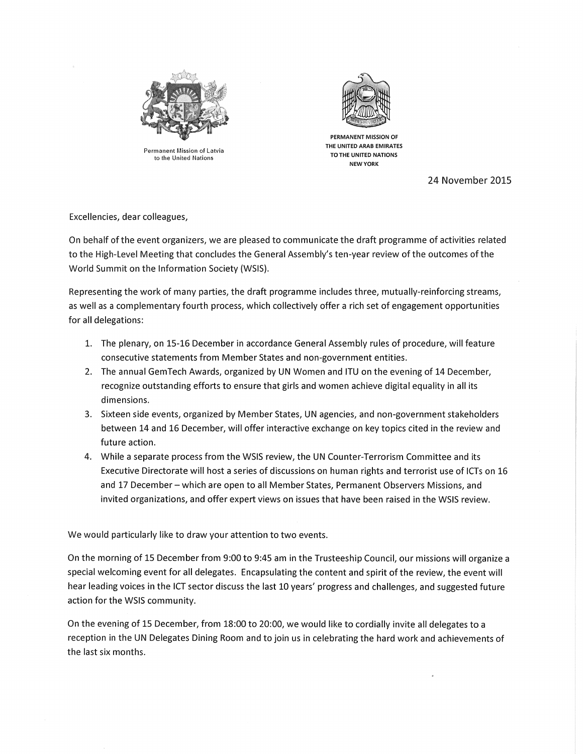Permanent Mission of Latvia to the United Nations

PERMANENT MISSION OF THE UNITED ARAB EMIRATES TO THE UNITED NATIONS NEW YORK

24 November 2015

Excellencies, dear colleagues,

On behalf of the event organizers, we are pleased to communicate the draft programme of activities related to the High-Level Meeting that concludes the General Assembly's ten-year review of the outcomes of the World Summit on the Information Society (WSIS).

Representing the work of many parties, the draft programme includes three, mutually-reinforcing streams, as well as a complementary fourth process, which collectively offer a rich set of engagement opportunities for all delegations:

1. The plenary, on 15-16 December in accordance General Assembly rules of procedure, will feature consecutive statements from Member States and non-government entities.
2. The annual GemTech Awards, organized by UN Women and ITU on the evening of 14 December, recognize outstanding efforts to ensure that girls and women achieve digital equality in all its dimensions.
3. Sixteen side events, organized by Member States, UN agencies, and non-government stakeholders between 14 and 16 December, will offer interactive exchange on key topics cited in the review and future action.
4. While a separate process from the WSIS review, the UN Counter-Terrorism Committee and its Executive Directorate will host a series of discussions on human rights and terrorist use of ICTs on 16 and 17 December – which are open to all Member States, Permanent Observers Missions, and invited organizations, and offer expert views on issues that have been raised in the WSIS review.

We would particularly like to draw your attention to two events.

On the morning of 15 December from 9:00 to 9:45 am in the Trusteeship Council, our missions will organize a special welcoming event for all delegates. Encapsulating the content and spirit of the review, the event will hear leading voices in the ICT sector discuss the last 10 years' progress and challenges, and suggested future action for the WSIS community.

On the evening of 15 December, from 18:00 to 20:00, we would like to cordially invite all delegates to a reception in the UN Delegates Dining Room and to join us in celebrating the hard work and achievements of the last six months.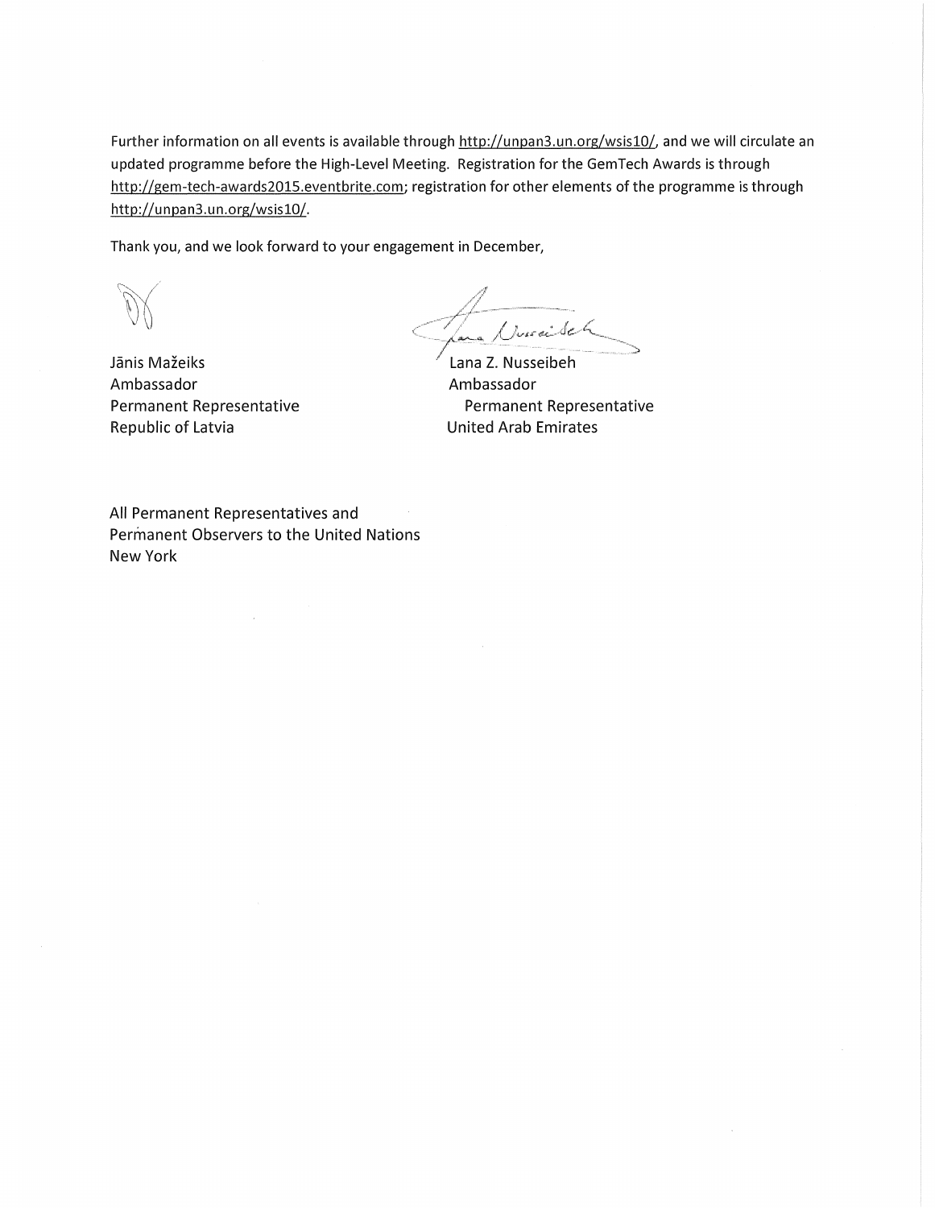Further information on all events is available through http://unpan3.un.org/wsis10/, and we will circulate an updated programme before the High-Level Meeting. Registration for the GemTech Awards is through http://gem-tech-awards2015.eventbrite.com; registration for other elements of the programme is through http://unpan3.un.org/wsis10/.

Thank you, and we look forward to your engagement in December,

| | |
|---|---|
| Jānis Mažeiks | Lana Z. Nusseibeh |
| Ambassador | Ambassador |
| Permanent Representative | Permanent Representative |
| Republic of Latvia | United Arab Emirates |

All Permanent Representatives and
Permanent Observers to the United Nations
New York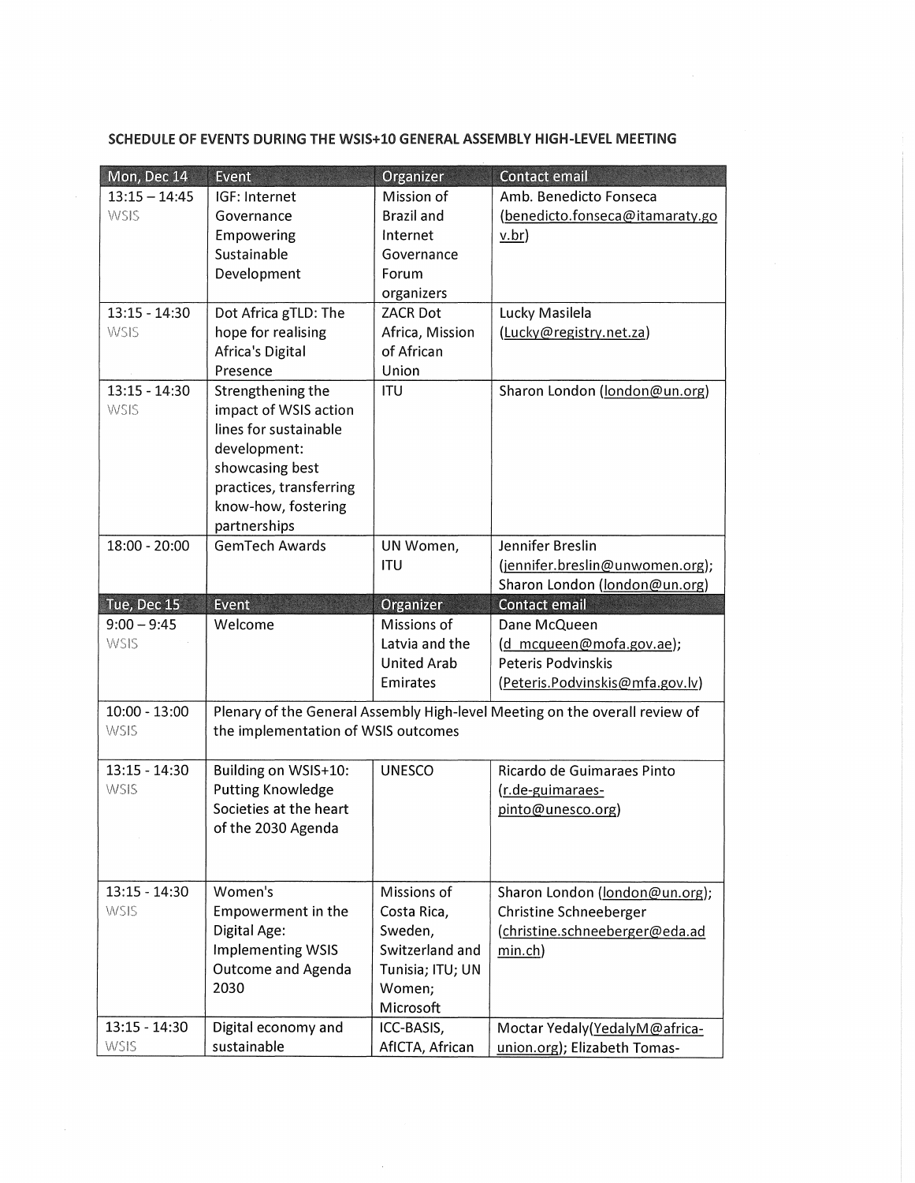**SCHEDULE OF EVENTS DURING THE WSIS+10 GENERAL ASSEMBLY HIGH-LEVEL MEETING**

| Mon, Dec 14 | Event | Organizer | Contact email |
|---|---|---|---|
| 13:15 – 14:45 WSIS | IGF: Internet Governance Empowering Sustainable Development | Mission of Brazil and Internet Governance Forum organizers | Amb. Benedicto Fonseca (benedicto.fonseca@itamaraty.gov.br) |
| 13:15 - 14:30 WSIS | Dot Africa gTLD: The hope for realising Africa's Digital Presence | ZACR Dot Africa, Mission of African Union | Lucky Masilela (Lucky@registry.net.za) |
| 13:15 - 14:30 WSIS | Strengthening the impact of WSIS action lines for sustainable development: showcasing best practices, transferring know-how, fostering partnerships | ITU | Sharon London (london@un.org) |
| 18:00 - 20:00 | GemTech Awards | UN Women, ITU | Jennifer Breslin (jennifer.breslin@unwomen.org); Sharon London (london@un.org) |
| **Tue, Dec 15** | **Event** | **Organizer** | **Contact email** |
| 9:00 – 9:45 WSIS | Welcome | Missions of Latvia and the United Arab Emirates | Dane McQueen (d_mcqueen@mofa.gov.ae); Peteris Podvinskis (Peteris.Podvinskis@mfa.gov.lv) |
| 10:00 - 13:00 WSIS | Plenary of the General Assembly High-level Meeting on the overall review of the implementation of WSIS outcomes | | |
| 13:15 - 14:30 WSIS | Building on WSIS+10: Putting Knowledge Societies at the heart of the 2030 Agenda | UNESCO | Ricardo de Guimaraes Pinto (r.de-guimaraes-pinto@unesco.org) |
| 13:15 - 14:30 WSIS | Women's Empowerment in the Digital Age: Implementing WSIS Outcome and Agenda 2030 | Missions of Costa Rica, Sweden, Switzerland and Tunisia; ITU; UN Women; Microsoft | Sharon London (london@un.org); Christine Schneeberger (christine.schneeberger@eda.admin.ch) |
| 13:15 - 14:30 WSIS | Digital economy and sustainable | ICC-BASIS, AfICTA, African | Moctar Yedaly(YedalyM@africa-union.org); Elizabeth Tomas- |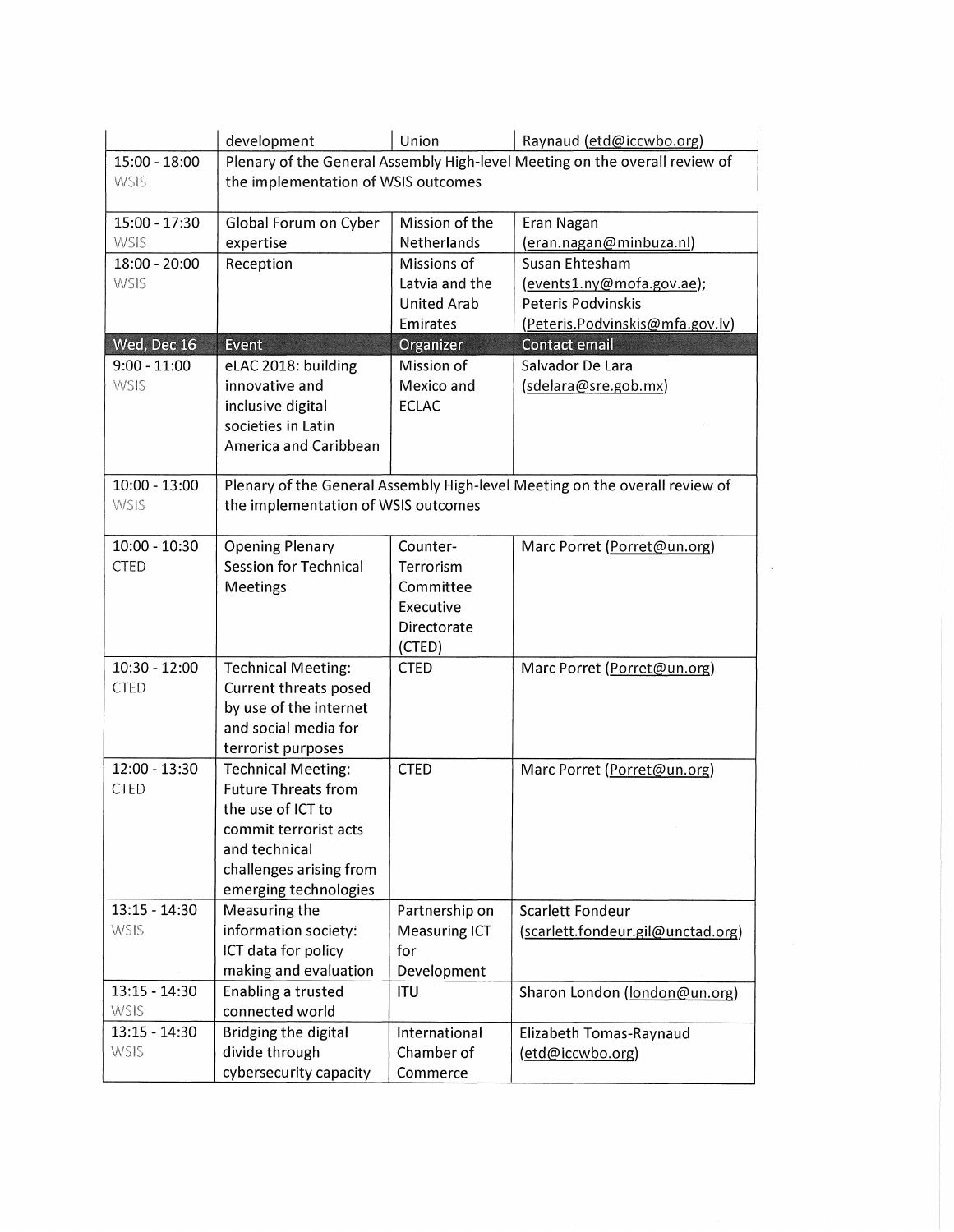|  | development | Union | Raynaud (etd@iccwbo.org) |
|---|---|---|---|
| 15:00 - 18:00 WSIS | Plenary of the General Assembly High-level Meeting on the overall review of the implementation of WSIS outcomes | | |
| 15:00 - 17:30 WSIS | Global Forum on Cyber expertise | Mission of the Netherlands | Eran Nagan (eran.nagan@minbuza.nl) |
| 18:00 - 20:00 WSIS | Reception | Missions of Latvia and the United Arab Emirates | Susan Ehtesham (events1.ny@mofa.gov.ae); Peteris Podvinskis (Peteris.Podvinskis@mfa.gov.lv) |
| **Wed, Dec 16** | **Event** | **Organizer** | **Contact email** |
| 9:00 - 11:00 WSIS | eLAC 2018: building innovative and inclusive digital societies in Latin America and Caribbean | Mission of Mexico and ECLAC | Salvador De Lara (sdelara@sre.gob.mx) |
| 10:00 - 13:00 WSIS | Plenary of the General Assembly High-level Meeting on the overall review of the implementation of WSIS outcomes | | |
| 10:00 - 10:30 CTED | Opening Plenary Session for Technical Meetings | Counter-Terrorism Committee Executive Directorate (CTED) | Marc Porret (Porret@un.org) |
| 10:30 - 12:00 CTED | Technical Meeting: Current threats posed by use of the internet and social media for terrorist purposes | CTED | Marc Porret (Porret@un.org) |
| 12:00 - 13:30 CTED | Technical Meeting: Future Threats from the use of ICT to commit terrorist acts and technical challenges arising from emerging technologies | CTED | Marc Porret (Porret@un.org) |
| 13:15 - 14:30 WSIS | Measuring the information society: ICT data for policy making and evaluation | Partnership on Measuring ICT for Development | Scarlett Fondeur (scarlett.fondeur.gil@unctad.org) |
| 13:15 - 14:30 WSIS | Enabling a trusted connected world | ITU | Sharon London (london@un.org) |
| 13:15 - 14:30 WSIS | Bridging the digital divide through cybersecurity capacity | International Chamber of Commerce | Elizabeth Tomas-Raynaud (etd@iccwbo.org) |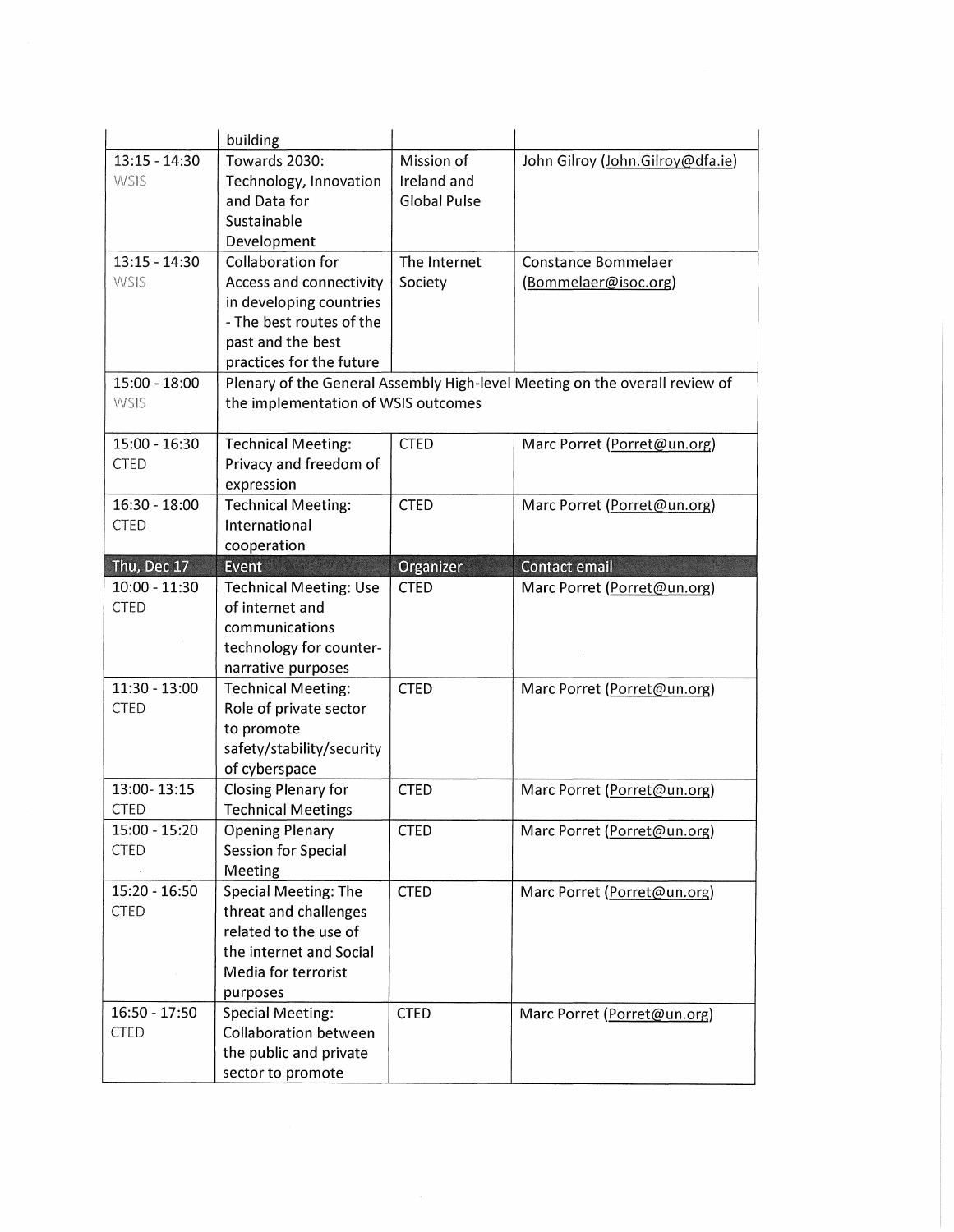| | building | | |
|---|---|---|---|
| 13:15 - 14:30 WSIS | Towards 2030: Technology, Innovation and Data for Sustainable Development | Mission of Ireland and Global Pulse | John Gilroy (John.Gilroy@dfa.ie) |
| 13:15 - 14:30 WSIS | Collaboration for Access and connectivity in developing countries - The best routes of the past and the best practices for the future | The Internet Society | Constance Bommelaer (Bommelaer@isoc.org) |
| 15:00 - 18:00 WSIS | Plenary of the General Assembly High-level Meeting on the overall review of the implementation of WSIS outcomes | | |
| 15:00 - 16:30 CTED | Technical Meeting: Privacy and freedom of expression | CTED | Marc Porret (Porret@un.org) |
| 16:30 - 18:00 CTED | Technical Meeting: International cooperation | CTED | Marc Porret (Porret@un.org) |
| **Thu, Dec 17** | **Event** | **Organizer** | **Contact email** |
| 10:00 - 11:30 CTED | Technical Meeting: Use of internet and communications technology for counter-narrative purposes | CTED | Marc Porret (Porret@un.org) |
| 11:30 - 13:00 CTED | Technical Meeting: Role of private sector to promote safety/stability/security of cyberspace | CTED | Marc Porret (Porret@un.org) |
| 13:00- 13:15 CTED | Closing Plenary for Technical Meetings | CTED | Marc Porret (Porret@un.org) |
| 15:00 - 15:20 CTED | Opening Plenary Session for Special Meeting | CTED | Marc Porret (Porret@un.org) |
| 15:20 - 16:50 CTED | Special Meeting: The threat and challenges related to the use of the internet and Social Media for terrorist purposes | CTED | Marc Porret (Porret@un.org) |
| 16:50 - 17:50 CTED | Special Meeting: Collaboration between the public and private sector to promote | CTED | Marc Porret (Porret@un.org) |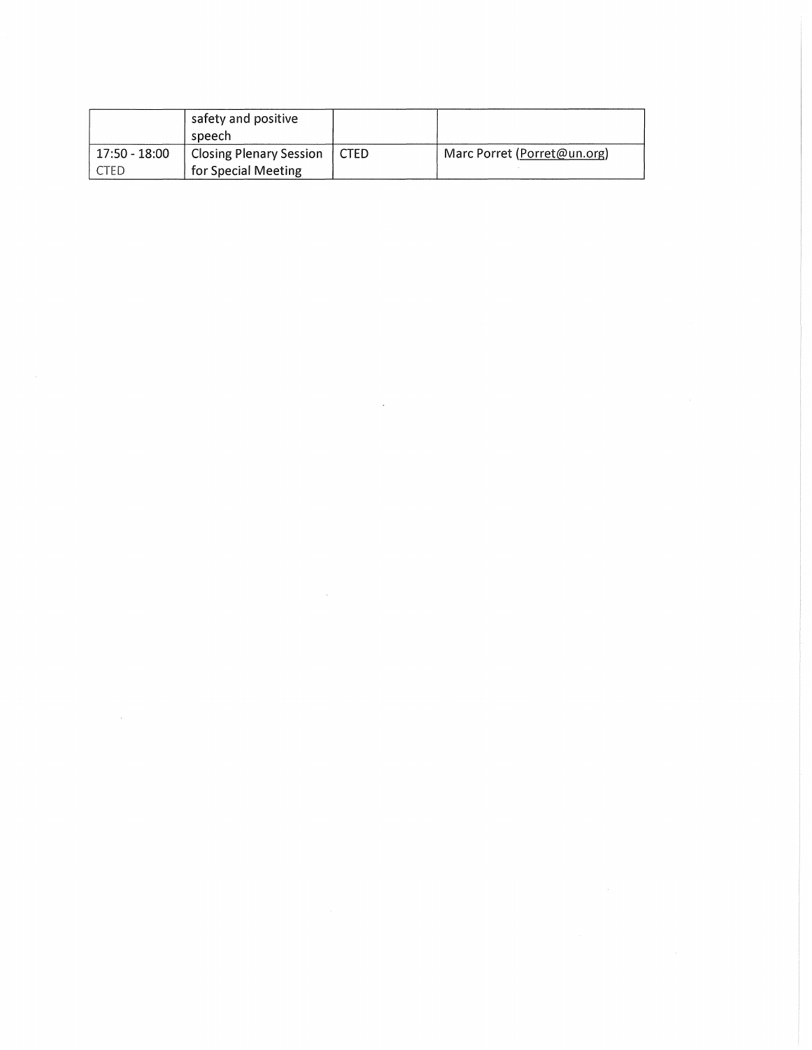| | | | |
|---|---|---|---|
| | safety and positive speech | | |
| 17:50 - 18:00 CTED | Closing Plenary Session for Special Meeting | CTED | Marc Porret (Porret@un.org) |